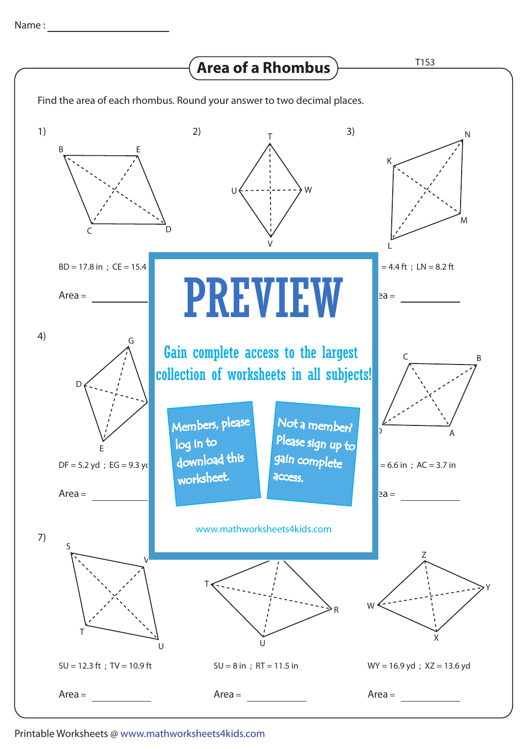Name : ______________________

# Area of a Rhombus

T1S3

Find the area of each rhombus. Round your answer to two decimal places.

1)

BD = 17.8 in ; CE = 15.4

Area = ____________

2)

3)

= 4.4 ft ; LN = 8.2 ft

ea = ____________

**PREVIEW**

Gain complete access to the largest collection of worksheets in all subjects!

Members, please log in to download this worksheet.

Not a member? Please sign up to gain complete access.

www.mathworksheets4kids.com

4)

DF = 5.2 yd ; EG = 9.3 yo

Area = ____________

5)

6)

= 6.6 in ; AC = 3.7 in

ea = ____________

7)

SU = 12.3 ft ; TV = 10.9 ft

Area = ____________

8)

SU = 8 in ; RT = 11.5 in

Area = ____________

9)

WY = 16.9 yd ; XZ = 13.6 yd

Area = ____________

Printable Worksheets @ www.mathworksheets4kids.com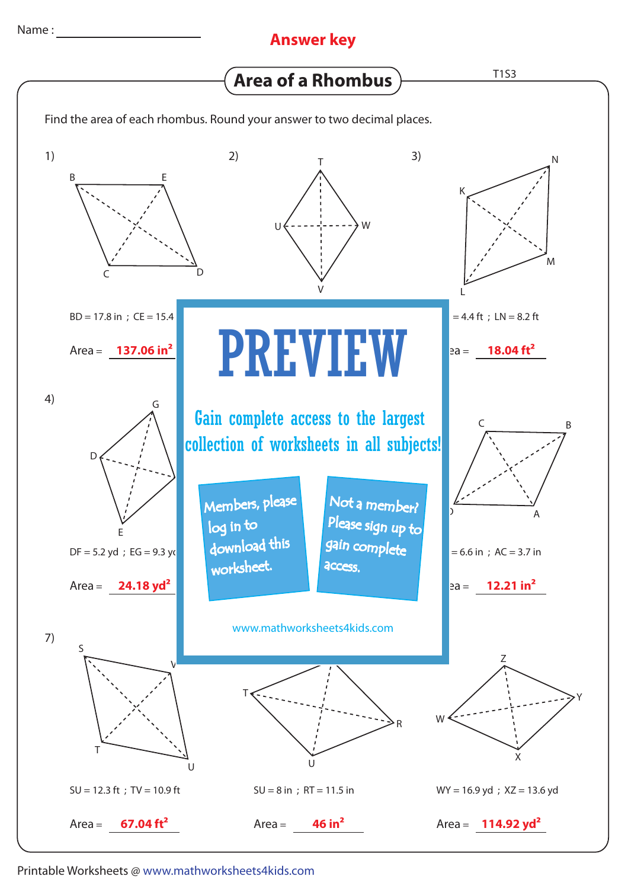Name : ____________________

**Answer key**

# Area of a Rhombus

T1S3

Find the area of each rhombus. Round your answer to two decimal places.

1)

BD = 17.8 in ; CE = 15.4

Area = **137.06 in²**

2)

3)

= 4.4 ft ; LN = 8.2 ft

ea = **18.04 ft²**

4)

DF = 5.2 yd ; EG = 9.3 yo

Area = **24.18 yd²**

= 6.6 in ; AC = 3.7 in

ea = **12.21 in²**

**PREVIEW**

Gain complete access to the largest collection of worksheets in all subjects!

Members, please log in to download this worksheet.

Not a member? Please sign up to gain complete access.

www.mathworksheets4kids.com

7)

SU = 12.3 ft ; TV = 10.9 ft

Area = **67.04 ft²**

SU = 8 in ; RT = 11.5 in

Area = **46 in²**

WY = 16.9 yd ; XZ = 13.6 yd

Area = **114.92 yd²**

Printable Worksheets @ www.mathworksheets4kids.com